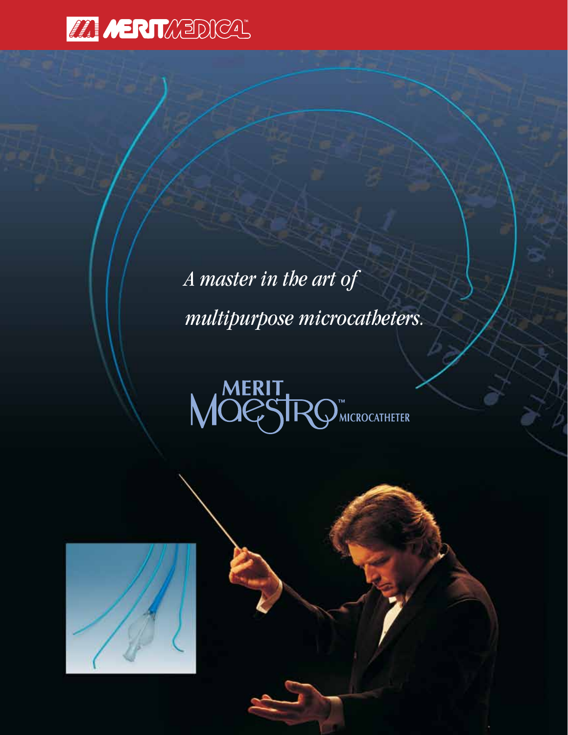MERIT MEDICAL™

*A master in the art of*

*multipurpose microcatheters.*

# MERIT MAESTRO™ MICROCATHETER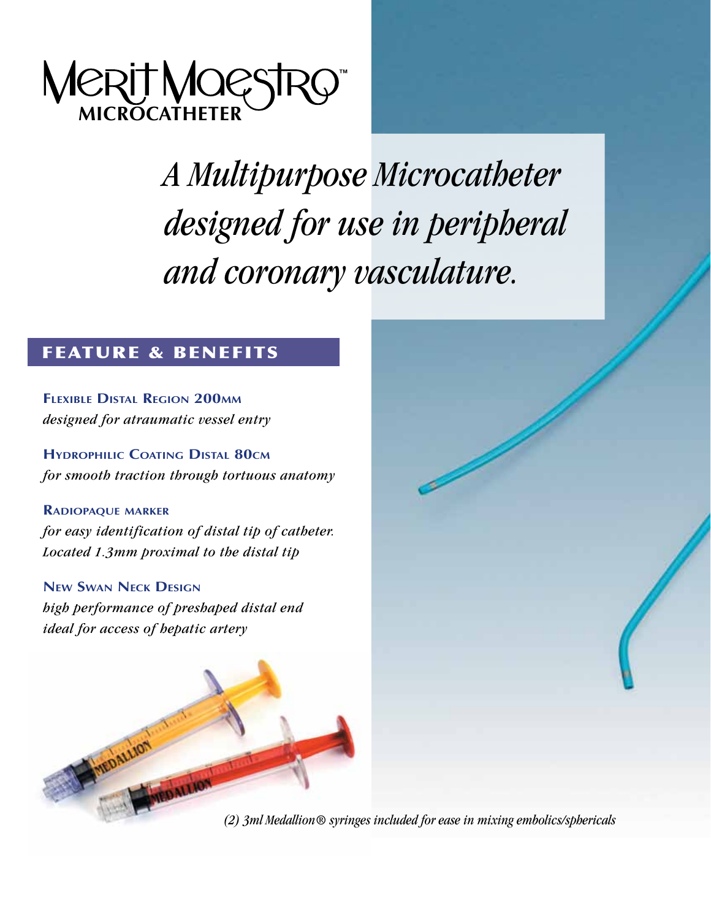# Merit Maestro™ Microcatheter

*A Multipurpose Microcatheter designed for use in peripheral and coronary vasculature.*

## Feature & Benefits

**Flexible Distal Region 200mm**
*designed for atraumatic vessel entry*

**Hydrophilic Coating Distal 80cm**
*for smooth traction through tortuous anatomy*

**Radiopaque marker**
*for easy identification of distal tip of catheter. Located 1.3mm proximal to the distal tip*

**New Swan Neck Design**
*high performance of preshaped distal end ideal for access of hepatic artery*

*(2) 3ml Medallion® syringes included for ease in mixing embolics/sphericals*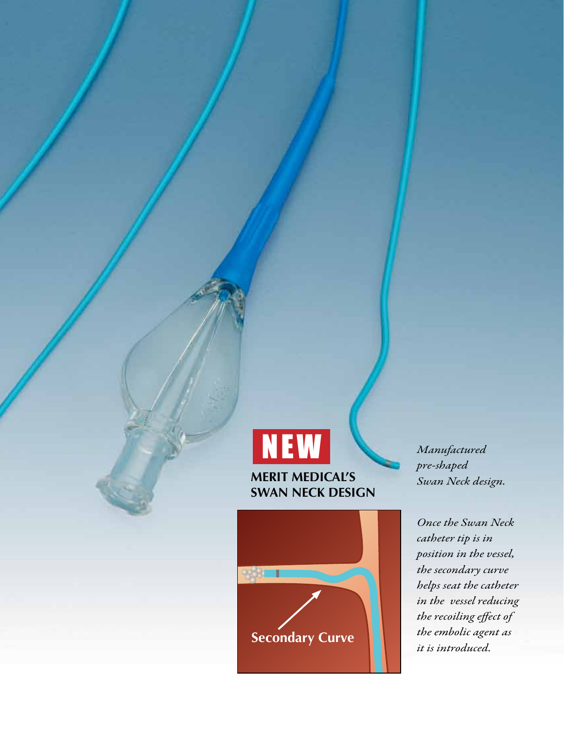**NEW**

**MERIT MEDICAL'S SWAN NECK DESIGN**

*Manufactured pre-shaped Swan Neck design.*

Secondary Curve

*Once the Swan Neck catheter tip is in position in the vessel, the secondary curve helps seat the catheter in the vessel reducing the recoiling effect of the embolic agent as it is introduced.*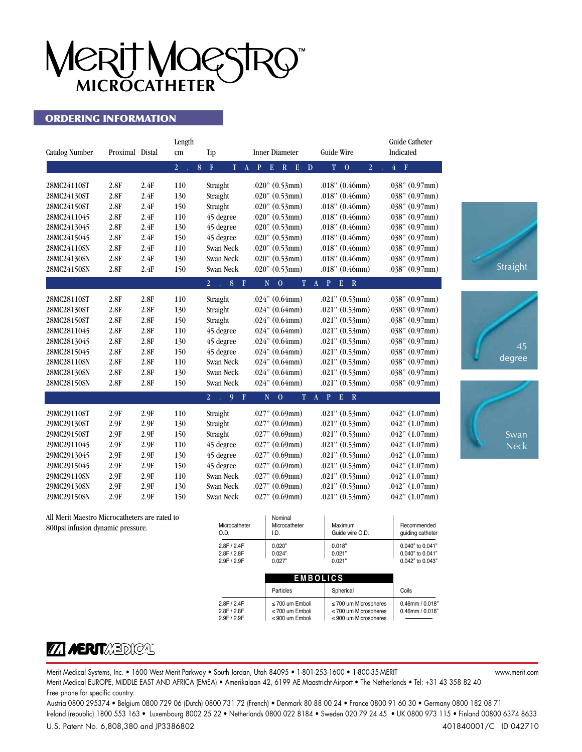# Merit Maestro™ MICROCATHETER

## ORDERING INFORMATION

| Catalog Number | Proximal | Distal | Length cm | Tip | Inner Diameter | Guide Wire | Guide Catheter Indicated |
|---|---|---|---|---|---|---|---|
| **2.8F TAPERED TO 2.4F** | | | | | | | |
| 28MC24110ST | 2.8F | 2.4F | 110 | Straight | .020" (0.53mm) | .018" (0.46mm) | .038" (0.97mm) |
| 28MC24130ST | 2.8F | 2.4F | 130 | Straight | .020" (0.53mm) | .018" (0.46mm) | .038" (0.97mm) |
| 28MC24150ST | 2.8F | 2.4F | 150 | Straight | .020" (0.53mm) | .018" (0.46mm) | .038" (0.97mm) |
| 28MC2411045 | 2.8F | 2.4F | 110 | 45 degree | .020" (0.53mm) | .018" (0.46mm) | .038" (0.97mm) |
| 28MC2413045 | 2.8F | 2.4F | 130 | 45 degree | .020" (0.53mm) | .018" (0.46mm) | .038" (0.97mm) |
| 28MC2415045 | 2.8F | 2.4F | 150 | 45 degree | .020" (0.53mm) | .018" (0.46mm) | .038" (0.97mm) |
| 28MC24110SN | 2.8F | 2.4F | 110 | Swan Neck | .020" (0.53mm) | .018" (0.46mm) | .038" (0.97mm) |
| 28MC24130SN | 2.8F | 2.4F | 130 | Swan Neck | .020" (0.53mm) | .018" (0.46mm) | .038" (0.97mm) |
| 28MC24150SN | 2.8F | 2.4F | 150 | Swan Neck | .020" (0.53mm) | .018" (0.46mm) | .038" (0.97mm) |
| **2.8F NO TAPER** | | | | | | | |
| 28MC28110ST | 2.8F | 2.8F | 110 | Straight | .024" (0.64mm) | .021" (0.53mm) | .038" (0.97mm) |
| 28MC28130ST | 2.8F | 2.8F | 130 | Straight | .024" (0.64mm) | .021" (0.53mm) | .038" (0.97mm) |
| 28MC28150ST | 2.8F | 2.8F | 150 | Straight | .024" (0.64mm) | .021" (0.53mm) | .038" (0.97mm) |
| 28MC2811045 | 2.8F | 2.8F | 110 | 45 degree | .024" (0.64mm) | .021" (0.53mm) | .038" (0.97mm) |
| 28MC2813045 | 2.8F | 2.8F | 130 | 45 degree | .024" (0.64mm) | .021" (0.53mm) | .038" (0.97mm) |
| 28MC2815045 | 2.8F | 2.8F | 150 | 45 degree | .024" (0.64mm) | .021" (0.53mm) | .038" (0.97mm) |
| 28MC28110SN | 2.8F | 2.8F | 110 | Swan Neck | .024" (0.64mm) | .021" (0.53mm) | .038" (0.97mm) |
| 28MC28130SN | 2.8F | 2.8F | 130 | Swan Neck | .024" (0.64mm) | .021" (0.53mm) | .038" (0.97mm) |
| 28MC28150SN | 2.8F | 2.8F | 150 | Swan Neck | .024" (0.64mm) | .021" (0.53mm) | .038" (0.97mm) |
| **2.9F NO TAPER** | | | | | | | |
| 29MC29110ST | 2.9F | 2.9F | 110 | Straight | .027" (0.69mm) | .021" (0.53mm) | .042" (1.07mm) |
| 29MC29130ST | 2.9F | 2.9F | 130 | Straight | .027" (0.69mm) | .021" (0.53mm) | .042" (1.07mm) |
| 29MC29150ST | 2.9F | 2.9F | 150 | Straight | .027" (0.69mm) | .021" (0.53mm) | .042" (1.07mm) |
| 29MC2911045 | 2.9F | 2.9F | 110 | 45 degree | .027" (0.69mm) | .021" (0.53mm) | .042" (1.07mm) |
| 29MC2913045 | 2.9F | 2.9F | 130 | 45 degree | .027" (0.69mm) | .021" (0.53mm) | .042" (1.07mm) |
| 29MC2915045 | 2.9F | 2.9F | 150 | 45 degree | .027" (0.69mm) | .021" (0.53mm) | .042" (1.07mm) |
| 29MC29110SN | 2.9F | 2.9F | 110 | Swan Neck | .027" (0.69mm) | .021" (0.53mm) | .042" (1.07mm) |
| 29MC29130SN | 2.9F | 2.9F | 130 | Swan Neck | .027" (0.69mm) | .021" (0.53mm) | .042" (1.07mm) |
| 29MC29150SN | 2.9F | 2.9F | 150 | Swan Neck | .027" (0.69mm) | .021" (0.53mm) | .042" (1.07mm) |

Straight

45 degree

Swan Neck

All Merit Maestro Microcatheters are rated to 800psi infusion dynamic pressure.

| Microcatheter O.D. | Nominal Microcatheter I.D. | Maximum Guide wire O.D. | Recommended guiding catheter |
|---|---|---|---|
| 2.8F / 2.4F | 0.020" | 0.018" | 0.040" to 0.041" |
| 2.8F / 2.8F | 0.024" | 0.021" | 0.040" to 0.041" |
| 2.9F / 2.9F | 0.027" | 0.021" | 0.042" to 0.043" |

**EMBOLICS**

| | Particles | Spherical | Coils |
|---|---|---|---|
| 2.8F / 2.4F | ≤ 700 um Emboli | ≤ 700 um Microspheres | 0.46mm / 0.018" |
| 2.8F / 2.8F | ≤ 700 um Emboli | ≤ 700 um Microspheres | 0.46mm / 0.018" |
| 2.9F / 2.9F | ≤ 900 um Emboli | ≤ 900 um Microspheres | —— |

MERIT MEDICAL

Merit Medical Systems, Inc. • 1600 West Merit Parkway • South Jordan, Utah 84095 • 1-801-253-1600 • 1-800-35-MERIT www.merit.com

Merit Medical EUROPE, MIDDLE EAST AND AFRICA (EMEA) • Amerikalaan 42, 6199 AE Maastricht-Airport • The Netherlands • Tel: +31 43 358 82 40

Free phone for specific country:

Austria 0800 295374 • Belgium 0800 729 06 (Dutch) 0800 731 72 (French) • Denmark 80 88 00 24 • France 0800 91 60 30 • Germany 0800 182 08 71

Ireland (republic) 1800 553 163 • Luxembourg 8002 25 22 • Netherlands 0800 022 8184 • Sweden 020 79 24 45 • UK 0800 973 115 • Finland 00800 6374 8633

U.S. Patent No. 6,808,380 and JP3386802 401840001/C ID 042710